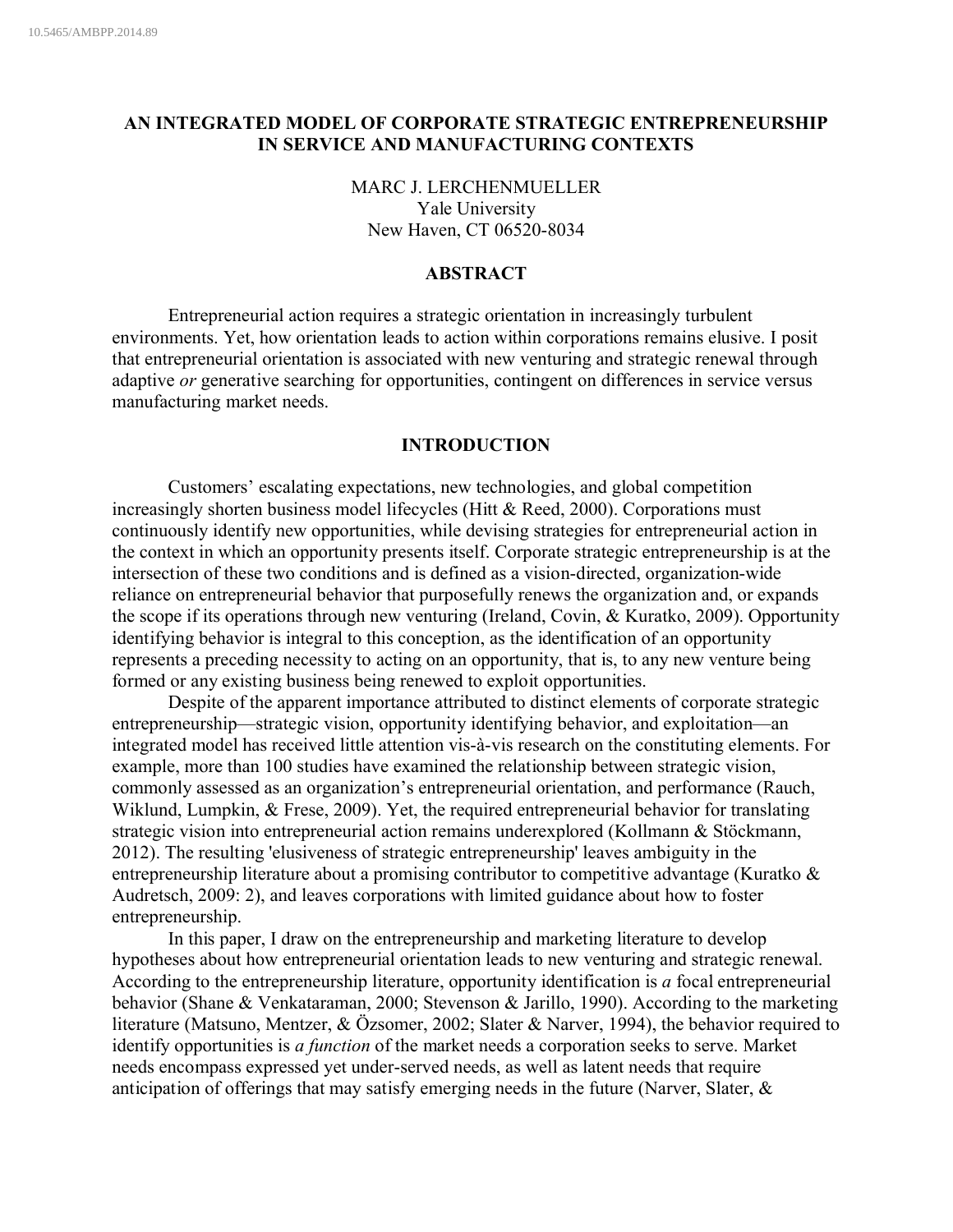# AN INTEGRATED MODEL OF CORPORATE STRATEGIC ENTREPRENEURSHIP IN SERVICE AND MANUFACTURING CONTEXTS

MARC J. LERCHENMUELLER
Yale University
New Haven, CT 06520-8034

## ABSTRACT

Entrepreneurial action requires a strategic orientation in increasingly turbulent environments. Yet, how orientation leads to action within corporations remains elusive. I posit that entrepreneurial orientation is associated with new venturing and strategic renewal through adaptive *or* generative searching for opportunities, contingent on differences in service versus manufacturing market needs.

## INTRODUCTION

Customers' escalating expectations, new technologies, and global competition increasingly shorten business model lifecycles (Hitt & Reed, 2000). Corporations must continuously identify new opportunities, while devising strategies for entrepreneurial action in the context in which an opportunity presents itself. Corporate strategic entrepreneurship is at the intersection of these two conditions and is defined as a vision-directed, organization-wide reliance on entrepreneurial behavior that purposefully renews the organization and, or expands the scope if its operations through new venturing (Ireland, Covin, & Kuratko, 2009). Opportunity identifying behavior is integral to this conception, as the identification of an opportunity represents a preceding necessity to acting on an opportunity, that is, to any new venture being formed or any existing business being renewed to exploit opportunities.

Despite of the apparent importance attributed to distinct elements of corporate strategic entrepreneurship—strategic vision, opportunity identifying behavior, and exploitation—an integrated model has received little attention vis-à-vis research on the constituting elements. For example, more than 100 studies have examined the relationship between strategic vision, commonly assessed as an organization's entrepreneurial orientation, and performance (Rauch, Wiklund, Lumpkin, & Frese, 2009). Yet, the required entrepreneurial behavior for translating strategic vision into entrepreneurial action remains underexplored (Kollmann & Stöckmann, 2012). The resulting 'elusiveness of strategic entrepreneurship' leaves ambiguity in the entrepreneurship literature about a promising contributor to competitive advantage (Kuratko & Audretsch, 2009: 2), and leaves corporations with limited guidance about how to foster entrepreneurship.

In this paper, I draw on the entrepreneurship and marketing literature to develop hypotheses about how entrepreneurial orientation leads to new venturing and strategic renewal. According to the entrepreneurship literature, opportunity identification is *a* focal entrepreneurial behavior (Shane & Venkataraman, 2000; Stevenson & Jarillo, 1990). According to the marketing literature (Matsuno, Mentzer, & Özsomer, 2002; Slater & Narver, 1994), the behavior required to identify opportunities is *a function* of the market needs a corporation seeks to serve. Market needs encompass expressed yet under-served needs, as well as latent needs that require anticipation of offerings that may satisfy emerging needs in the future (Narver, Slater, &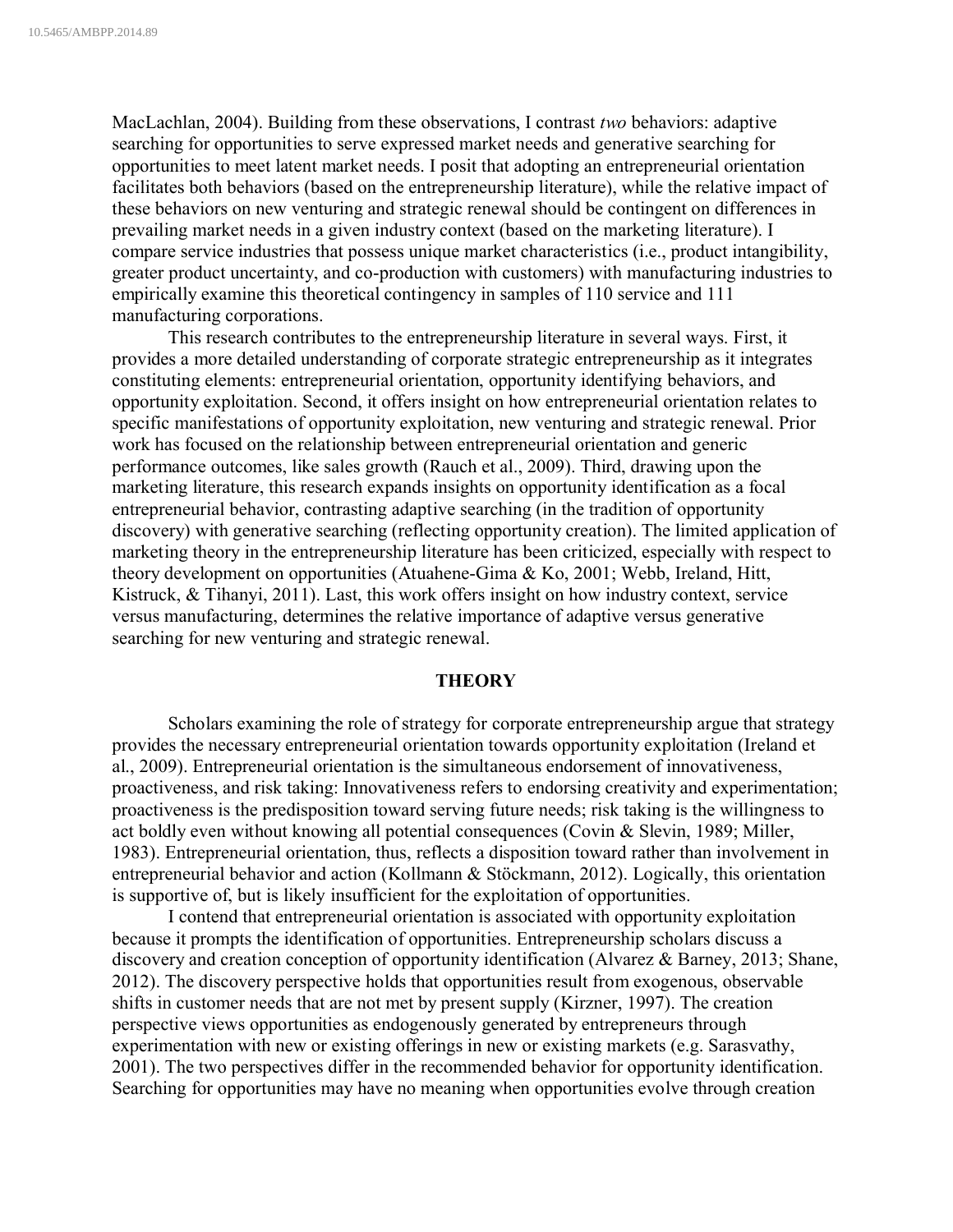MacLachlan, 2004). Building from these observations, I contrast *two* behaviors: adaptive searching for opportunities to serve expressed market needs and generative searching for opportunities to meet latent market needs. I posit that adopting an entrepreneurial orientation facilitates both behaviors (based on the entrepreneurship literature), while the relative impact of these behaviors on new venturing and strategic renewal should be contingent on differences in prevailing market needs in a given industry context (based on the marketing literature). I compare service industries that possess unique market characteristics (i.e., product intangibility, greater product uncertainty, and co-production with customers) with manufacturing industries to empirically examine this theoretical contingency in samples of 110 service and 111 manufacturing corporations.

This research contributes to the entrepreneurship literature in several ways. First, it provides a more detailed understanding of corporate strategic entrepreneurship as it integrates constituting elements: entrepreneurial orientation, opportunity identifying behaviors, and opportunity exploitation. Second, it offers insight on how entrepreneurial orientation relates to specific manifestations of opportunity exploitation, new venturing and strategic renewal. Prior work has focused on the relationship between entrepreneurial orientation and generic performance outcomes, like sales growth (Rauch et al., 2009). Third, drawing upon the marketing literature, this research expands insights on opportunity identification as a focal entrepreneurial behavior, contrasting adaptive searching (in the tradition of opportunity discovery) with generative searching (reflecting opportunity creation). The limited application of marketing theory in the entrepreneurship literature has been criticized, especially with respect to theory development on opportunities (Atuahene-Gima & Ko, 2001; Webb, Ireland, Hitt, Kistruck, & Tihanyi, 2011). Last, this work offers insight on how industry context, service versus manufacturing, determines the relative importance of adaptive versus generative searching for new venturing and strategic renewal.

## THEORY

Scholars examining the role of strategy for corporate entrepreneurship argue that strategy provides the necessary entrepreneurial orientation towards opportunity exploitation (Ireland et al., 2009). Entrepreneurial orientation is the simultaneous endorsement of innovativeness, proactiveness, and risk taking: Innovativeness refers to endorsing creativity and experimentation; proactiveness is the predisposition toward serving future needs; risk taking is the willingness to act boldly even without knowing all potential consequences (Covin & Slevin, 1989; Miller, 1983). Entrepreneurial orientation, thus, reflects a disposition toward rather than involvement in entrepreneurial behavior and action (Kollmann & Stöckmann, 2012). Logically, this orientation is supportive of, but is likely insufficient for the exploitation of opportunities.

I contend that entrepreneurial orientation is associated with opportunity exploitation because it prompts the identification of opportunities. Entrepreneurship scholars discuss a discovery and creation conception of opportunity identification (Alvarez & Barney, 2013; Shane, 2012). The discovery perspective holds that opportunities result from exogenous, observable shifts in customer needs that are not met by present supply (Kirzner, 1997). The creation perspective views opportunities as endogenously generated by entrepreneurs through experimentation with new or existing offerings in new or existing markets (e.g. Sarasvathy, 2001). The two perspectives differ in the recommended behavior for opportunity identification. Searching for opportunities may have no meaning when opportunities evolve through creation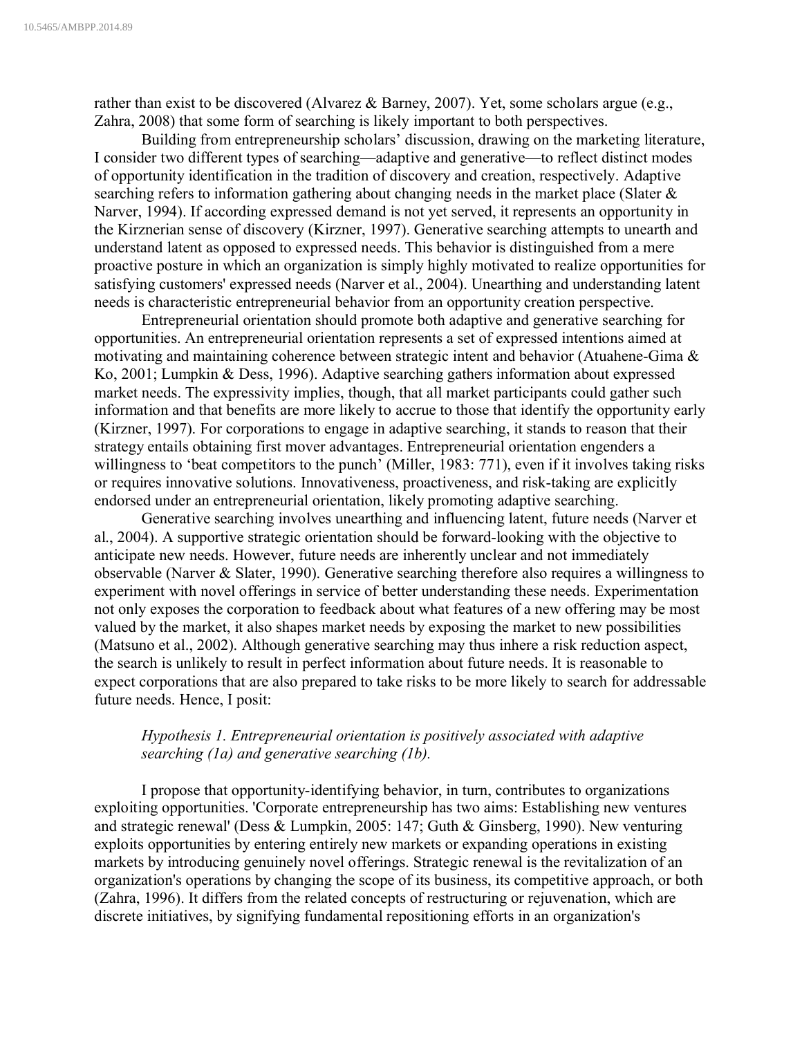rather than exist to be discovered (Alvarez & Barney, 2007). Yet, some scholars argue (e.g., Zahra, 2008) that some form of searching is likely important to both perspectives.

Building from entrepreneurship scholars' discussion, drawing on the marketing literature, I consider two different types of searching—adaptive and generative—to reflect distinct modes of opportunity identification in the tradition of discovery and creation, respectively. Adaptive searching refers to information gathering about changing needs in the market place (Slater & Narver, 1994). If according expressed demand is not yet served, it represents an opportunity in the Kirznerian sense of discovery (Kirzner, 1997). Generative searching attempts to unearth and understand latent as opposed to expressed needs. This behavior is distinguished from a mere proactive posture in which an organization is simply highly motivated to realize opportunities for satisfying customers' expressed needs (Narver et al., 2004). Unearthing and understanding latent needs is characteristic entrepreneurial behavior from an opportunity creation perspective.

Entrepreneurial orientation should promote both adaptive and generative searching for opportunities. An entrepreneurial orientation represents a set of expressed intentions aimed at motivating and maintaining coherence between strategic intent and behavior (Atuahene-Gima & Ko, 2001; Lumpkin & Dess, 1996). Adaptive searching gathers information about expressed market needs. The expressivity implies, though, that all market participants could gather such information and that benefits are more likely to accrue to those that identify the opportunity early (Kirzner, 1997). For corporations to engage in adaptive searching, it stands to reason that their strategy entails obtaining first mover advantages. Entrepreneurial orientation engenders a willingness to 'beat competitors to the punch' (Miller, 1983: 771), even if it involves taking risks or requires innovative solutions. Innovativeness, proactiveness, and risk-taking are explicitly endorsed under an entrepreneurial orientation, likely promoting adaptive searching.

Generative searching involves unearthing and influencing latent, future needs (Narver et al., 2004). A supportive strategic orientation should be forward-looking with the objective to anticipate new needs. However, future needs are inherently unclear and not immediately observable (Narver & Slater, 1990). Generative searching therefore also requires a willingness to experiment with novel offerings in service of better understanding these needs. Experimentation not only exposes the corporation to feedback about what features of a new offering may be most valued by the market, it also shapes market needs by exposing the market to new possibilities (Matsuno et al., 2002). Although generative searching may thus inhere a risk reduction aspect, the search is unlikely to result in perfect information about future needs. It is reasonable to expect corporations that are also prepared to take risks to be more likely to search for addressable future needs. Hence, I posit:

> *Hypothesis 1. Entrepreneurial orientation is positively associated with adaptive searching (1a) and generative searching (1b).*

I propose that opportunity-identifying behavior, in turn, contributes to organizations exploiting opportunities. 'Corporate entrepreneurship has two aims: Establishing new ventures and strategic renewal' (Dess & Lumpkin, 2005: 147; Guth & Ginsberg, 1990). New venturing exploits opportunities by entering entirely new markets or expanding operations in existing markets by introducing genuinely novel offerings. Strategic renewal is the revitalization of an organization's operations by changing the scope of its business, its competitive approach, or both (Zahra, 1996). It differs from the related concepts of restructuring or rejuvenation, which are discrete initiatives, by signifying fundamental repositioning efforts in an organization's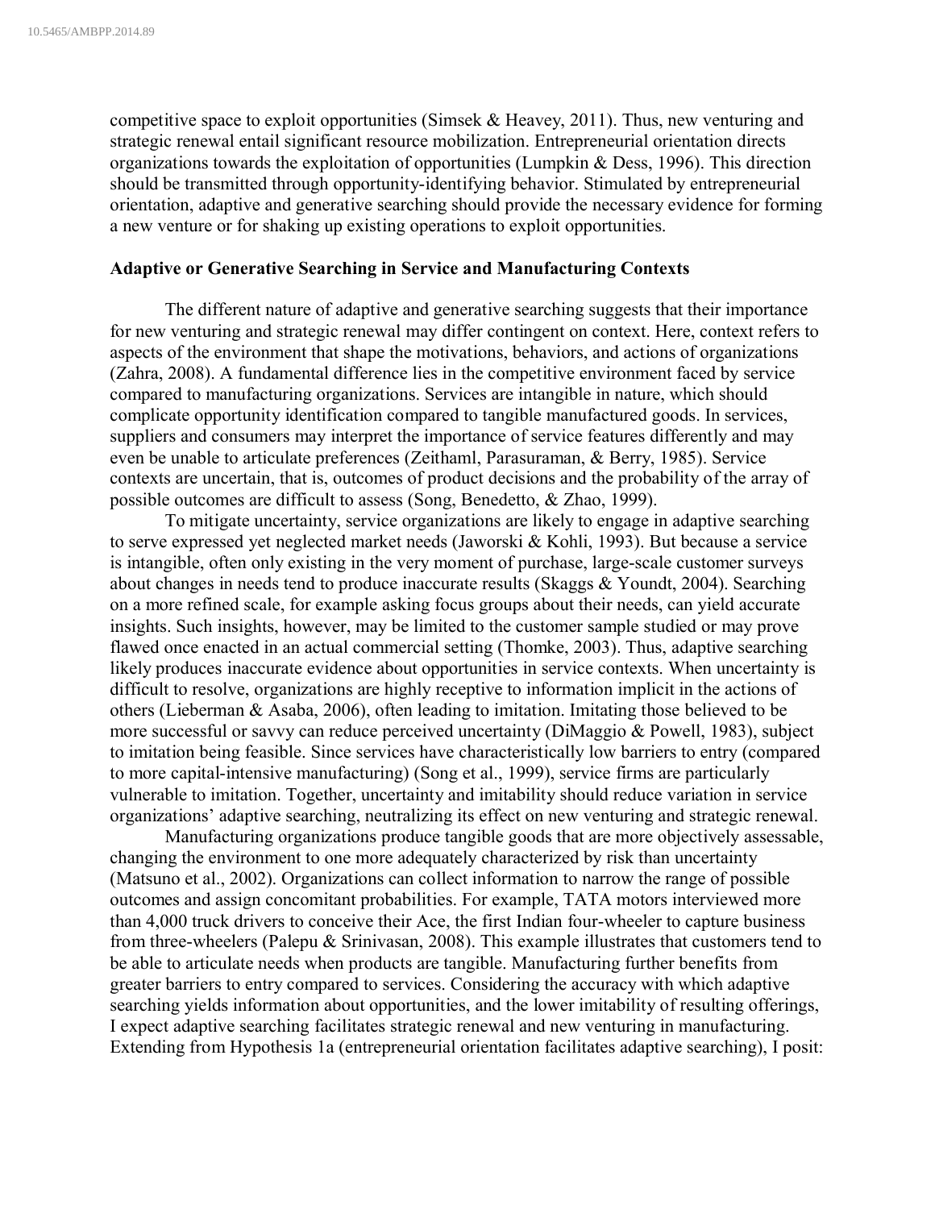competitive space to exploit opportunities (Simsek & Heavey, 2011). Thus, new venturing and strategic renewal entail significant resource mobilization. Entrepreneurial orientation directs organizations towards the exploitation of opportunities (Lumpkin & Dess, 1996). This direction should be transmitted through opportunity-identifying behavior. Stimulated by entrepreneurial orientation, adaptive and generative searching should provide the necessary evidence for forming a new venture or for shaking up existing operations to exploit opportunities.

### Adaptive or Generative Searching in Service and Manufacturing Contexts

The different nature of adaptive and generative searching suggests that their importance for new venturing and strategic renewal may differ contingent on context. Here, context refers to aspects of the environment that shape the motivations, behaviors, and actions of organizations (Zahra, 2008). A fundamental difference lies in the competitive environment faced by service compared to manufacturing organizations. Services are intangible in nature, which should complicate opportunity identification compared to tangible manufactured goods. In services, suppliers and consumers may interpret the importance of service features differently and may even be unable to articulate preferences (Zeithaml, Parasuraman, & Berry, 1985). Service contexts are uncertain, that is, outcomes of product decisions and the probability of the array of possible outcomes are difficult to assess (Song, Benedetto, & Zhao, 1999).

To mitigate uncertainty, service organizations are likely to engage in adaptive searching to serve expressed yet neglected market needs (Jaworski & Kohli, 1993). But because a service is intangible, often only existing in the very moment of purchase, large-scale customer surveys about changes in needs tend to produce inaccurate results (Skaggs & Youndt, 2004). Searching on a more refined scale, for example asking focus groups about their needs, can yield accurate insights. Such insights, however, may be limited to the customer sample studied or may prove flawed once enacted in an actual commercial setting (Thomke, 2003). Thus, adaptive searching likely produces inaccurate evidence about opportunities in service contexts. When uncertainty is difficult to resolve, organizations are highly receptive to information implicit in the actions of others (Lieberman & Asaba, 2006), often leading to imitation. Imitating those believed to be more successful or savvy can reduce perceived uncertainty (DiMaggio & Powell, 1983), subject to imitation being feasible. Since services have characteristically low barriers to entry (compared to more capital-intensive manufacturing) (Song et al., 1999), service firms are particularly vulnerable to imitation. Together, uncertainty and imitability should reduce variation in service organizations' adaptive searching, neutralizing its effect on new venturing and strategic renewal.

Manufacturing organizations produce tangible goods that are more objectively assessable, changing the environment to one more adequately characterized by risk than uncertainty (Matsuno et al., 2002). Organizations can collect information to narrow the range of possible outcomes and assign concomitant probabilities. For example, TATA motors interviewed more than 4,000 truck drivers to conceive their Ace, the first Indian four-wheeler to capture business from three-wheelers (Palepu & Srinivasan, 2008). This example illustrates that customers tend to be able to articulate needs when products are tangible. Manufacturing further benefits from greater barriers to entry compared to services. Considering the accuracy with which adaptive searching yields information about opportunities, and the lower imitability of resulting offerings, I expect adaptive searching facilitates strategic renewal and new venturing in manufacturing. Extending from Hypothesis 1a (entrepreneurial orientation facilitates adaptive searching), I posit: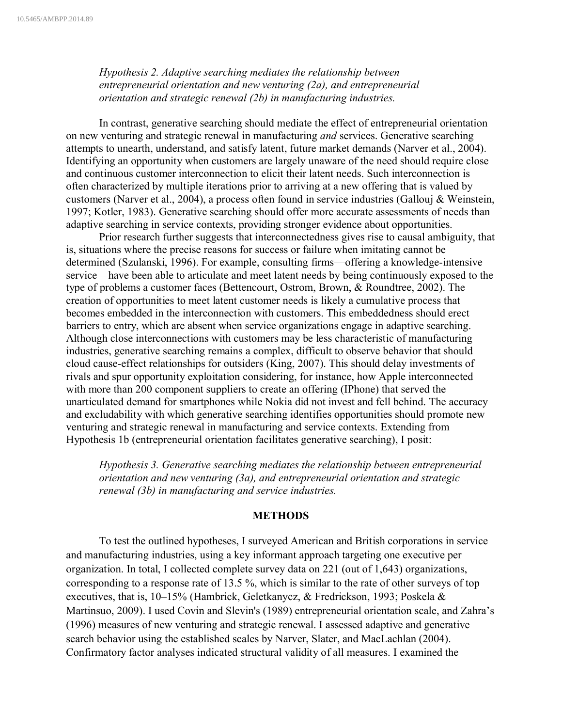*Hypothesis 2. Adaptive searching mediates the relationship between entrepreneurial orientation and new venturing (2a), and entrepreneurial orientation and strategic renewal (2b) in manufacturing industries.*

In contrast, generative searching should mediate the effect of entrepreneurial orientation on new venturing and strategic renewal in manufacturing *and* services. Generative searching attempts to unearth, understand, and satisfy latent, future market demands (Narver et al., 2004). Identifying an opportunity when customers are largely unaware of the need should require close and continuous customer interconnection to elicit their latent needs. Such interconnection is often characterized by multiple iterations prior to arriving at a new offering that is valued by customers (Narver et al., 2004), a process often found in service industries (Gallouj & Weinstein, 1997; Kotler, 1983). Generative searching should offer more accurate assessments of needs than adaptive searching in service contexts, providing stronger evidence about opportunities.

Prior research further suggests that interconnectedness gives rise to causal ambiguity, that is, situations where the precise reasons for success or failure when imitating cannot be determined (Szulanski, 1996). For example, consulting firms—offering a knowledge-intensive service—have been able to articulate and meet latent needs by being continuously exposed to the type of problems a customer faces (Bettencourt, Ostrom, Brown, & Roundtree, 2002). The creation of opportunities to meet latent customer needs is likely a cumulative process that becomes embedded in the interconnection with customers. This embeddedness should erect barriers to entry, which are absent when service organizations engage in adaptive searching. Although close interconnections with customers may be less characteristic of manufacturing industries, generative searching remains a complex, difficult to observe behavior that should cloud cause-effect relationships for outsiders (King, 2007). This should delay investments of rivals and spur opportunity exploitation considering, for instance, how Apple interconnected with more than 200 component suppliers to create an offering (IPhone) that served the unarticulated demand for smartphones while Nokia did not invest and fell behind. The accuracy and excludability with which generative searching identifies opportunities should promote new venturing and strategic renewal in manufacturing and service contexts. Extending from Hypothesis 1b (entrepreneurial orientation facilitates generative searching), I posit:

*Hypothesis 3. Generative searching mediates the relationship between entrepreneurial orientation and new venturing (3a), and entrepreneurial orientation and strategic renewal (3b) in manufacturing and service industries.*

## METHODS

To test the outlined hypotheses, I surveyed American and British corporations in service and manufacturing industries, using a key informant approach targeting one executive per organization. In total, I collected complete survey data on 221 (out of 1,643) organizations, corresponding to a response rate of 13.5 %, which is similar to the rate of other surveys of top executives, that is, 10–15% (Hambrick, Geletkanycz, & Fredrickson, 1993; Poskela & Martinsuo, 2009). I used Covin and Slevin's (1989) entrepreneurial orientation scale, and Zahra's (1996) measures of new venturing and strategic renewal. I assessed adaptive and generative search behavior using the established scales by Narver, Slater, and MacLachlan (2004). Confirmatory factor analyses indicated structural validity of all measures. I examined the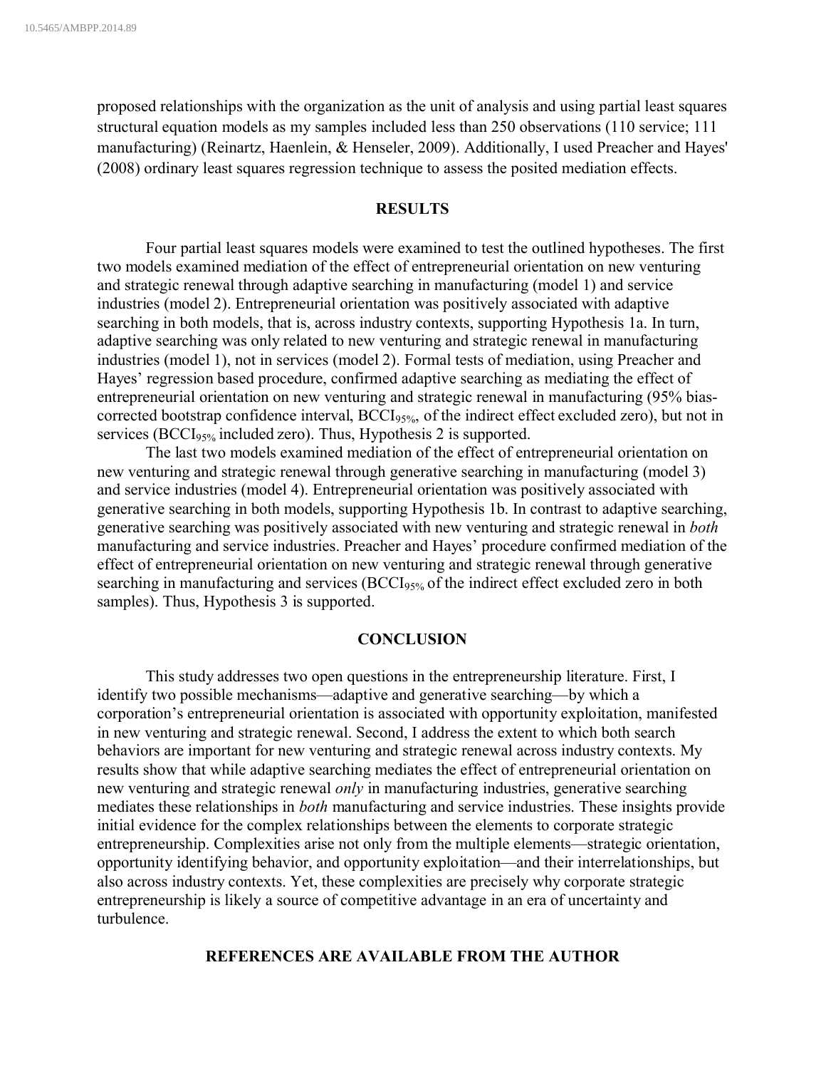proposed relationships with the organization as the unit of analysis and using partial least squares structural equation models as my samples included less than 250 observations (110 service; 111 manufacturing) (Reinartz, Haenlein, & Henseler, 2009). Additionally, I used Preacher and Hayes' (2008) ordinary least squares regression technique to assess the posited mediation effects.

## RESULTS

Four partial least squares models were examined to test the outlined hypotheses. The first two models examined mediation of the effect of entrepreneurial orientation on new venturing and strategic renewal through adaptive searching in manufacturing (model 1) and service industries (model 2). Entrepreneurial orientation was positively associated with adaptive searching in both models, that is, across industry contexts, supporting Hypothesis 1a. In turn, adaptive searching was only related to new venturing and strategic renewal in manufacturing industries (model 1), not in services (model 2). Formal tests of mediation, using Preacher and Hayes' regression based procedure, confirmed adaptive searching as mediating the effect of entrepreneurial orientation on new venturing and strategic renewal in manufacturing (95% bias-corrected bootstrap confidence interval, $BCCI_{95\%}$, of the indirect effect excluded zero), but not in services ($BCCI_{95\%}$ included zero). Thus, Hypothesis 2 is supported.

The last two models examined mediation of the effect of entrepreneurial orientation on new venturing and strategic renewal through generative searching in manufacturing (model 3) and service industries (model 4). Entrepreneurial orientation was positively associated with generative searching in both models, supporting Hypothesis 1b. In contrast to adaptive searching, generative searching was positively associated with new venturing and strategic renewal in *both* manufacturing and service industries. Preacher and Hayes' procedure confirmed mediation of the effect of entrepreneurial orientation on new venturing and strategic renewal through generative searching in manufacturing and services ($BCCI_{95\%}$ of the indirect effect excluded zero in both samples). Thus, Hypothesis 3 is supported.

## CONCLUSION

This study addresses two open questions in the entrepreneurship literature. First, I identify two possible mechanisms—adaptive and generative searching—by which a corporation's entrepreneurial orientation is associated with opportunity exploitation, manifested in new venturing and strategic renewal. Second, I address the extent to which both search behaviors are important for new venturing and strategic renewal across industry contexts. My results show that while adaptive searching mediates the effect of entrepreneurial orientation on new venturing and strategic renewal *only* in manufacturing industries, generative searching mediates these relationships in *both* manufacturing and service industries. These insights provide initial evidence for the complex relationships between the elements to corporate strategic entrepreneurship. Complexities arise not only from the multiple elements—strategic orientation, opportunity identifying behavior, and opportunity exploitation—and their interrelationships, but also across industry contexts. Yet, these complexities are precisely why corporate strategic entrepreneurship is likely a source of competitive advantage in an era of uncertainty and turbulence.

## REFERENCES ARE AVAILABLE FROM THE AUTHOR